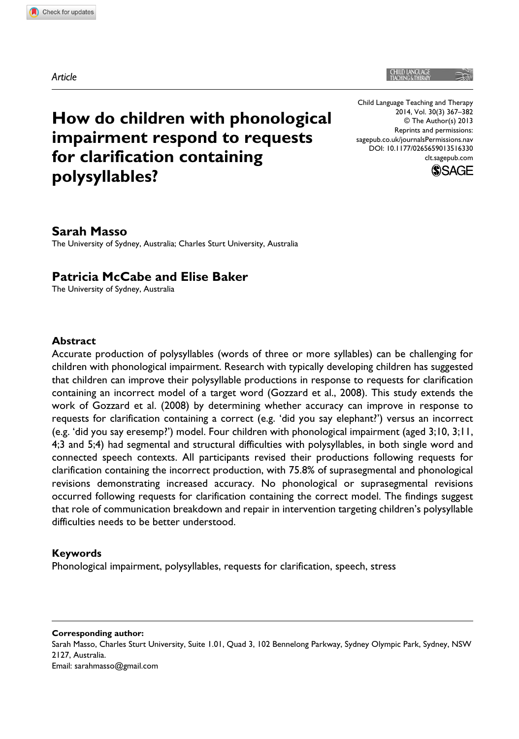*Article*

# How do children with phonological impairment respond to requests for clarification containing polysyllables?

Child Language Teaching and Therapy
2014, Vol. 30(3) 367–382
© The Author(s) 2013
Reprints and permissions:
sagepub.co.uk/journalsPermissions.nav
DOI: 10.1177/0265659013516330
clt.sagepub.com

**Sarah Masso**
The University of Sydney, Australia; Charles Sturt University, Australia

**Patricia McCabe and Elise Baker**
The University of Sydney, Australia

## Abstract

Accurate production of polysyllables (words of three or more syllables) can be challenging for children with phonological impairment. Research with typically developing children has suggested that children can improve their polysyllable productions in response to requests for clarification containing an incorrect model of a target word (Gozzard et al., 2008). This study extends the work of Gozzard et al. (2008) by determining whether accuracy can improve in response to requests for clarification containing a correct (e.g. 'did you say elephant?') versus an incorrect (e.g. 'did you say eresemp?') model. Four children with phonological impairment (aged 3;10, 3;11, 4;3 and 5;4) had segmental and structural difficulties with polysyllables, in both single word and connected speech contexts. All participants revised their productions following requests for clarification containing the incorrect production, with 75.8% of suprasegmental and phonological revisions demonstrating increased accuracy. No phonological or suprasegmental revisions occurred following requests for clarification containing the correct model. The findings suggest that role of communication breakdown and repair in intervention targeting children's polysyllable difficulties needs to be better understood.

## Keywords

Phonological impairment, polysyllables, requests for clarification, speech, stress

**Corresponding author:**
Sarah Masso, Charles Sturt University, Suite 1.01, Quad 3, 102 Bennelong Parkway, Sydney Olympic Park, Sydney, NSW 2127, Australia.
Email: sarahmasso@gmail.com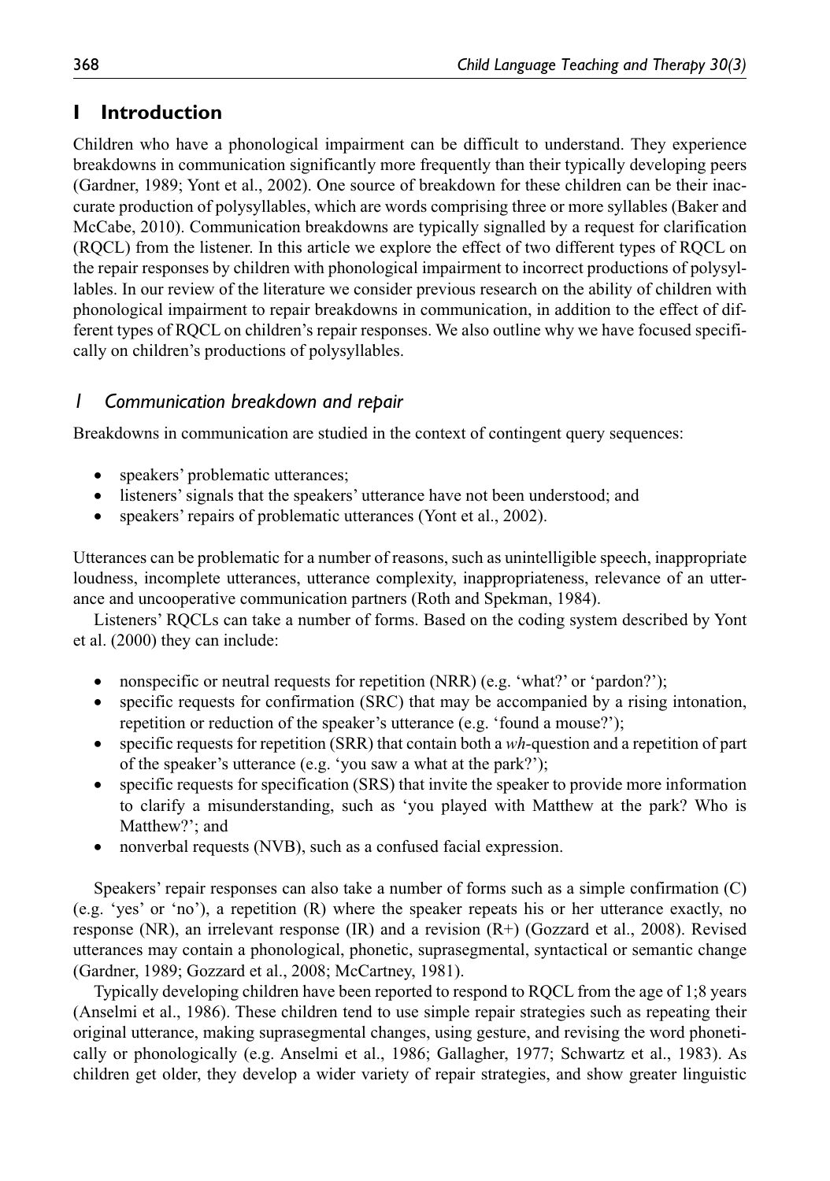# I Introduction

Children who have a phonological impairment can be difficult to understand. They experience breakdowns in communication significantly more frequently than their typically developing peers (Gardner, 1989; Yont et al., 2002). One source of breakdown for these children can be their inaccurate production of polysyllables, which are words comprising three or more syllables (Baker and McCabe, 2010). Communication breakdowns are typically signalled by a request for clarification (RQCL) from the listener. In this article we explore the effect of two different types of RQCL on the repair responses by children with phonological impairment to incorrect productions of polysyllables. In our review of the literature we consider previous research on the ability of children with phonological impairment to repair breakdowns in communication, in addition to the effect of different types of RQCL on children's repair responses. We also outline why we have focused specifically on children's productions of polysyllables.

## *1 Communication breakdown and repair*

Breakdowns in communication are studied in the context of contingent query sequences:

- speakers' problematic utterances;
- listeners' signals that the speakers' utterance have not been understood; and
- speakers' repairs of problematic utterances (Yont et al., 2002).

Utterances can be problematic for a number of reasons, such as unintelligible speech, inappropriate loudness, incomplete utterances, utterance complexity, inappropriateness, relevance of an utterance and uncooperative communication partners (Roth and Spekman, 1984).

Listeners' RQCLs can take a number of forms. Based on the coding system described by Yont et al. (2000) they can include:

- nonspecific or neutral requests for repetition (NRR) (e.g. 'what?' or 'pardon?');
- specific requests for confirmation (SRC) that may be accompanied by a rising intonation, repetition or reduction of the speaker's utterance (e.g. 'found a mouse?');
- specific requests for repetition (SRR) that contain both a *wh*-question and a repetition of part of the speaker's utterance (e.g. 'you saw a what at the park?');
- specific requests for specification (SRS) that invite the speaker to provide more information to clarify a misunderstanding, such as 'you played with Matthew at the park? Who is Matthew?'; and
- nonverbal requests (NVB), such as a confused facial expression.

Speakers' repair responses can also take a number of forms such as a simple confirmation (C) (e.g. 'yes' or 'no'), a repetition (R) where the speaker repeats his or her utterance exactly, no response (NR), an irrelevant response (IR) and a revision (R+) (Gozzard et al., 2008). Revised utterances may contain a phonological, phonetic, suprasegmental, syntactical or semantic change (Gardner, 1989; Gozzard et al., 2008; McCartney, 1981).

Typically developing children have been reported to respond to RQCL from the age of 1;8 years (Anselmi et al., 1986). These children tend to use simple repair strategies such as repeating their original utterance, making suprasegmental changes, using gesture, and revising the word phonetically or phonologically (e.g. Anselmi et al., 1986; Gallagher, 1977; Schwartz et al., 1983). As children get older, they develop a wider variety of repair strategies, and show greater linguistic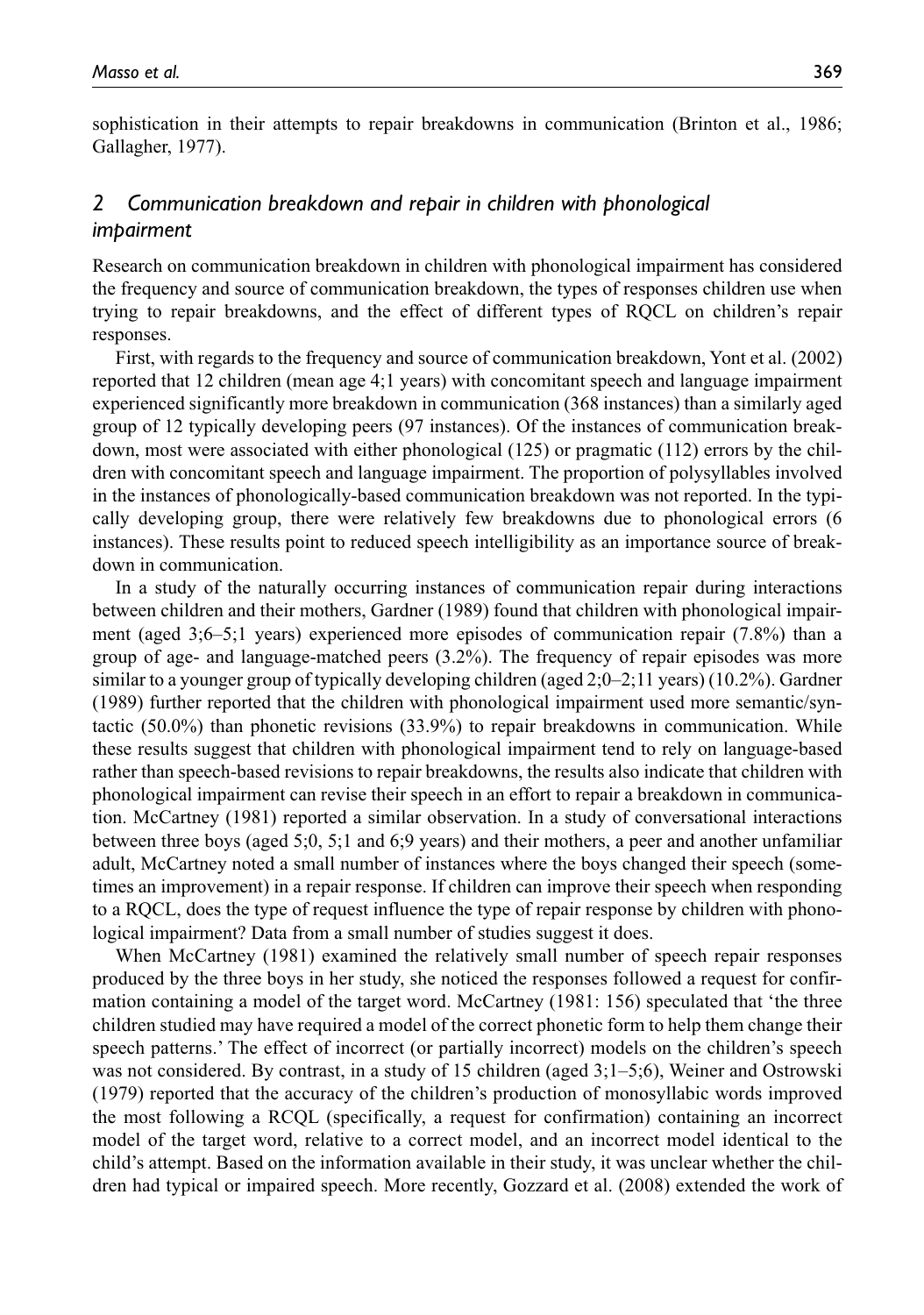sophistication in their attempts to repair breakdowns in communication (Brinton et al., 1986; Gallagher, 1977).

## *2 Communication breakdown and repair in children with phonological impairment*

Research on communication breakdown in children with phonological impairment has considered the frequency and source of communication breakdown, the types of responses children use when trying to repair breakdowns, and the effect of different types of RQCL on children's repair responses.

First, with regards to the frequency and source of communication breakdown, Yont et al. (2002) reported that 12 children (mean age 4;1 years) with concomitant speech and language impairment experienced significantly more breakdown in communication (368 instances) than a similarly aged group of 12 typically developing peers (97 instances). Of the instances of communication breakdown, most were associated with either phonological (125) or pragmatic (112) errors by the children with concomitant speech and language impairment. The proportion of polysyllables involved in the instances of phonologically-based communication breakdown was not reported. In the typically developing group, there were relatively few breakdowns due to phonological errors (6 instances). These results point to reduced speech intelligibility as an importance source of breakdown in communication.

In a study of the naturally occurring instances of communication repair during interactions between children and their mothers, Gardner (1989) found that children with phonological impairment (aged 3;6–5;1 years) experienced more episodes of communication repair (7.8%) than a group of age- and language-matched peers (3.2%). The frequency of repair episodes was more similar to a younger group of typically developing children (aged 2;0–2;11 years) (10.2%). Gardner (1989) further reported that the children with phonological impairment used more semantic/syntactic (50.0%) than phonetic revisions (33.9%) to repair breakdowns in communication. While these results suggest that children with phonological impairment tend to rely on language-based rather than speech-based revisions to repair breakdowns, the results also indicate that children with phonological impairment can revise their speech in an effort to repair a breakdown in communication. McCartney (1981) reported a similar observation. In a study of conversational interactions between three boys (aged 5;0, 5;1 and 6;9 years) and their mothers, a peer and another unfamiliar adult, McCartney noted a small number of instances where the boys changed their speech (sometimes an improvement) in a repair response. If children can improve their speech when responding to a RQCL, does the type of request influence the type of repair response by children with phonological impairment? Data from a small number of studies suggest it does.

When McCartney (1981) examined the relatively small number of speech repair responses produced by the three boys in her study, she noticed the responses followed a request for confirmation containing a model of the target word. McCartney (1981: 156) speculated that 'the three children studied may have required a model of the correct phonetic form to help them change their speech patterns.' The effect of incorrect (or partially incorrect) models on the children's speech was not considered. By contrast, in a study of 15 children (aged 3;1–5;6), Weiner and Ostrowski (1979) reported that the accuracy of the children's production of monosyllabic words improved the most following a RCQL (specifically, a request for confirmation) containing an incorrect model of the target word, relative to a correct model, and an incorrect model identical to the child's attempt. Based on the information available in their study, it was unclear whether the children had typical or impaired speech. More recently, Gozzard et al. (2008) extended the work of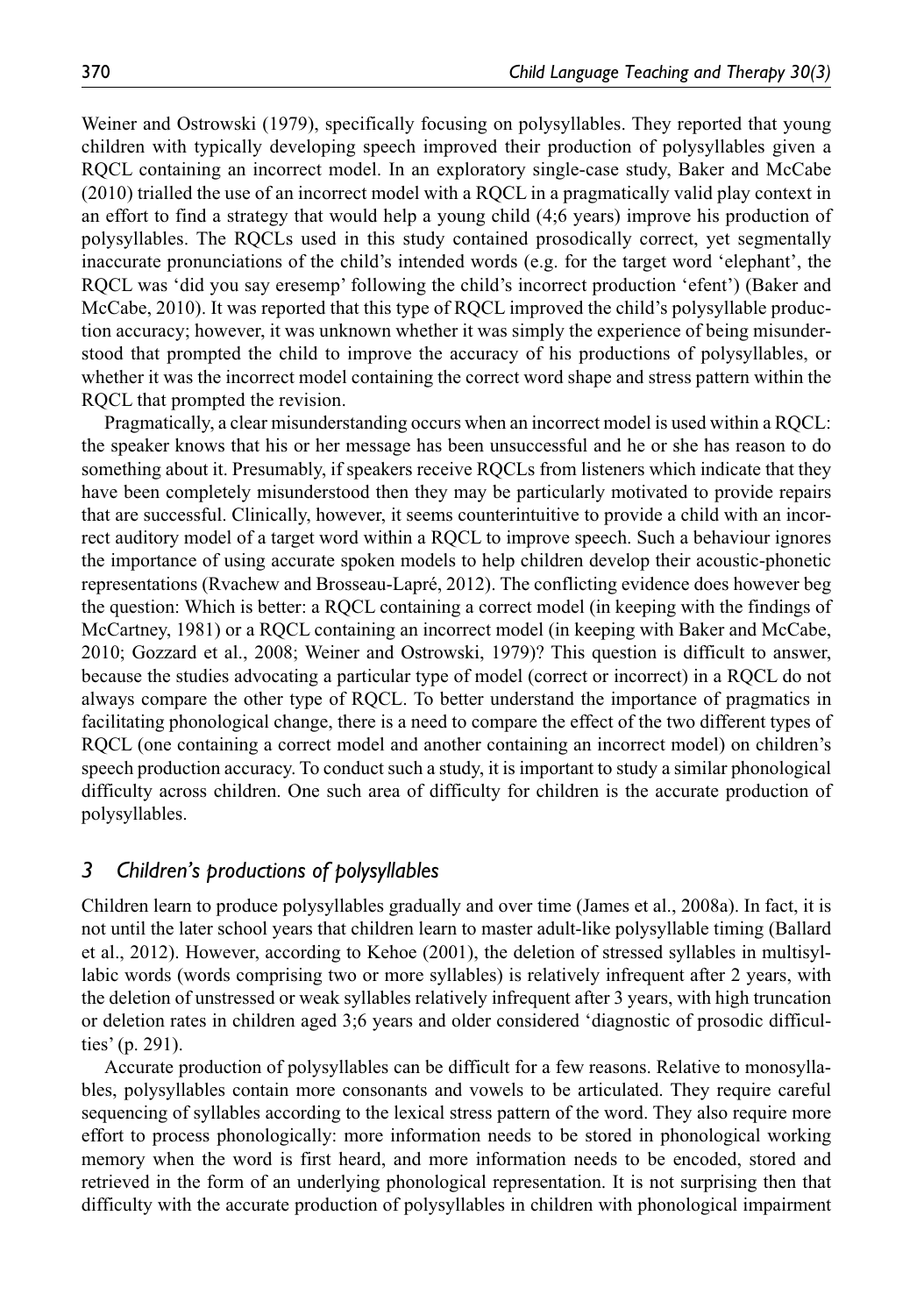Weiner and Ostrowski (1979), specifically focusing on polysyllables. They reported that young children with typically developing speech improved their production of polysyllables given a RQCL containing an incorrect model. In an exploratory single-case study, Baker and McCabe (2010) trialled the use of an incorrect model with a RQCL in a pragmatically valid play context in an effort to find a strategy that would help a young child (4;6 years) improve his production of polysyllables. The RQCLs used in this study contained prosodically correct, yet segmentally inaccurate pronunciations of the child's intended words (e.g. for the target word 'elephant', the RQCL was 'did you say eresemp' following the child's incorrect production 'efent') (Baker and McCabe, 2010). It was reported that this type of RQCL improved the child's polysyllable production accuracy; however, it was unknown whether it was simply the experience of being misunderstood that prompted the child to improve the accuracy of his productions of polysyllables, or whether it was the incorrect model containing the correct word shape and stress pattern within the RQCL that prompted the revision.

Pragmatically, a clear misunderstanding occurs when an incorrect model is used within a RQCL: the speaker knows that his or her message has been unsuccessful and he or she has reason to do something about it. Presumably, if speakers receive RQCLs from listeners which indicate that they have been completely misunderstood then they may be particularly motivated to provide repairs that are successful. Clinically, however, it seems counterintuitive to provide a child with an incorrect auditory model of a target word within a RQCL to improve speech. Such a behaviour ignores the importance of using accurate spoken models to help children develop their acoustic-phonetic representations (Rvachew and Brosseau-Lapré, 2012). The conflicting evidence does however beg the question: Which is better: a RQCL containing a correct model (in keeping with the findings of McCartney, 1981) or a RQCL containing an incorrect model (in keeping with Baker and McCabe, 2010; Gozzard et al., 2008; Weiner and Ostrowski, 1979)? This question is difficult to answer, because the studies advocating a particular type of model (correct or incorrect) in a RQCL do not always compare the other type of RQCL. To better understand the importance of pragmatics in facilitating phonological change, there is a need to compare the effect of the two different types of RQCL (one containing a correct model and another containing an incorrect model) on children's speech production accuracy. To conduct such a study, it is important to study a similar phonological difficulty across children. One such area of difficulty for children is the accurate production of polysyllables.

## 3 Children's productions of polysyllables

Children learn to produce polysyllables gradually and over time (James et al., 2008a). In fact, it is not until the later school years that children learn to master adult-like polysyllable timing (Ballard et al., 2012). However, according to Kehoe (2001), the deletion of stressed syllables in multisyllabic words (words comprising two or more syllables) is relatively infrequent after 2 years, with the deletion of unstressed or weak syllables relatively infrequent after 3 years, with high truncation or deletion rates in children aged 3;6 years and older considered 'diagnostic of prosodic difficulties' (p. 291).

Accurate production of polysyllables can be difficult for a few reasons. Relative to monosyllables, polysyllables contain more consonants and vowels to be articulated. They require careful sequencing of syllables according to the lexical stress pattern of the word. They also require more effort to process phonologically: more information needs to be stored in phonological working memory when the word is first heard, and more information needs to be encoded, stored and retrieved in the form of an underlying phonological representation. It is not surprising then that difficulty with the accurate production of polysyllables in children with phonological impairment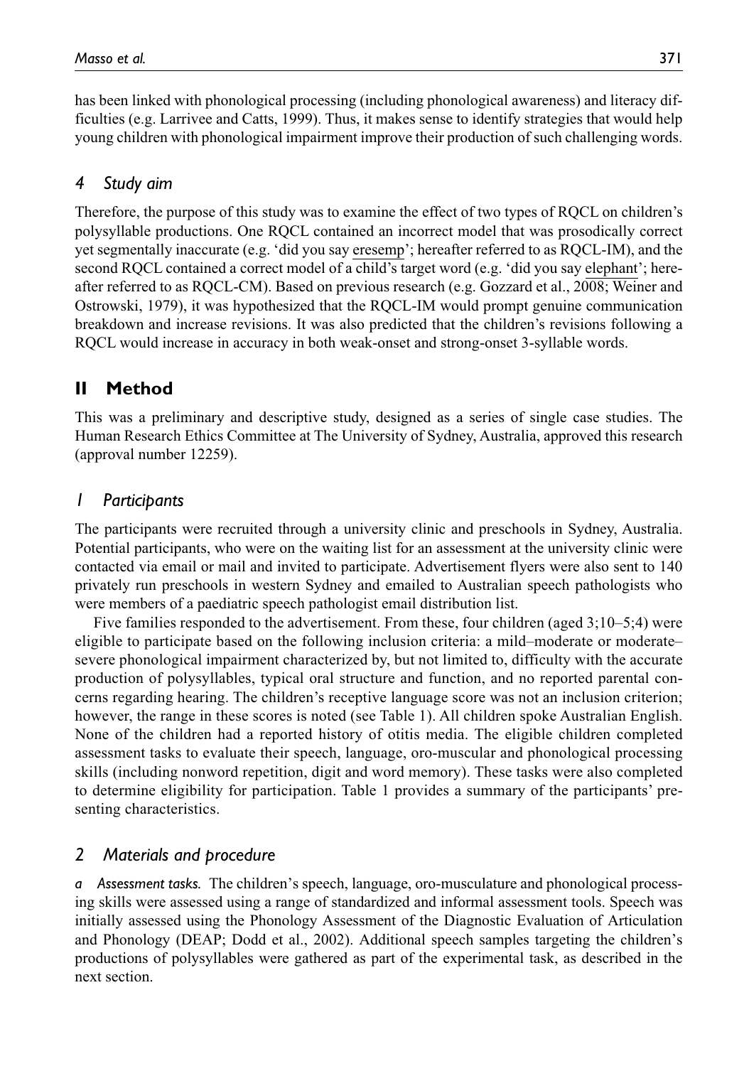has been linked with phonological processing (including phonological awareness) and literacy difficulties (e.g. Larrivee and Catts, 1999). Thus, it makes sense to identify strategies that would help young children with phonological impairment improve their production of such challenging words.

### *4 Study aim*

Therefore, the purpose of this study was to examine the effect of two types of RQCL on children's polysyllable productions. One RQCL contained an incorrect model that was prosodically correct yet segmentally inaccurate (e.g. 'did you say <u>eresemp</u>'; hereafter referred to as RQCL-IM), and the second RQCL contained a correct model of a child's target word (e.g. 'did you say <u>elephant</u>'; hereafter referred to as RQCL-CM). Based on previous research (e.g. Gozzard et al., 2008; Weiner and Ostrowski, 1979), it was hypothesized that the RQCL-IM would prompt genuine communication breakdown and increase revisions. It was also predicted that the children's revisions following a RQCL would increase in accuracy in both weak-onset and strong-onset 3-syllable words.

## II Method

This was a preliminary and descriptive study, designed as a series of single case studies. The Human Research Ethics Committee at The University of Sydney, Australia, approved this research (approval number 12259).

### *1 Participants*

The participants were recruited through a university clinic and preschools in Sydney, Australia. Potential participants, who were on the waiting list for an assessment at the university clinic were contacted via email or mail and invited to participate. Advertisement flyers were also sent to 140 privately run preschools in western Sydney and emailed to Australian speech pathologists who were members of a paediatric speech pathologist email distribution list.

Five families responded to the advertisement. From these, four children (aged 3;10–5;4) were eligible to participate based on the following inclusion criteria: a mild–moderate or moderate–severe phonological impairment characterized by, but not limited to, difficulty with the accurate production of polysyllables, typical oral structure and function, and no reported parental concerns regarding hearing. The children's receptive language score was not an inclusion criterion; however, the range in these scores is noted (see Table 1). All children spoke Australian English. None of the children had a reported history of otitis media. The eligible children completed assessment tasks to evaluate their speech, language, oro-muscular and phonological processing skills (including nonword repetition, digit and word memory). These tasks were also completed to determine eligibility for participation. Table 1 provides a summary of the participants' presenting characteristics.

### *2 Materials and procedure*

*a Assessment tasks.* The children's speech, language, oro-musculature and phonological processing skills were assessed using a range of standardized and informal assessment tools. Speech was initially assessed using the Phonology Assessment of the Diagnostic Evaluation of Articulation and Phonology (DEAP; Dodd et al., 2002). Additional speech samples targeting the children's productions of polysyllables were gathered as part of the experimental task, as described in the next section.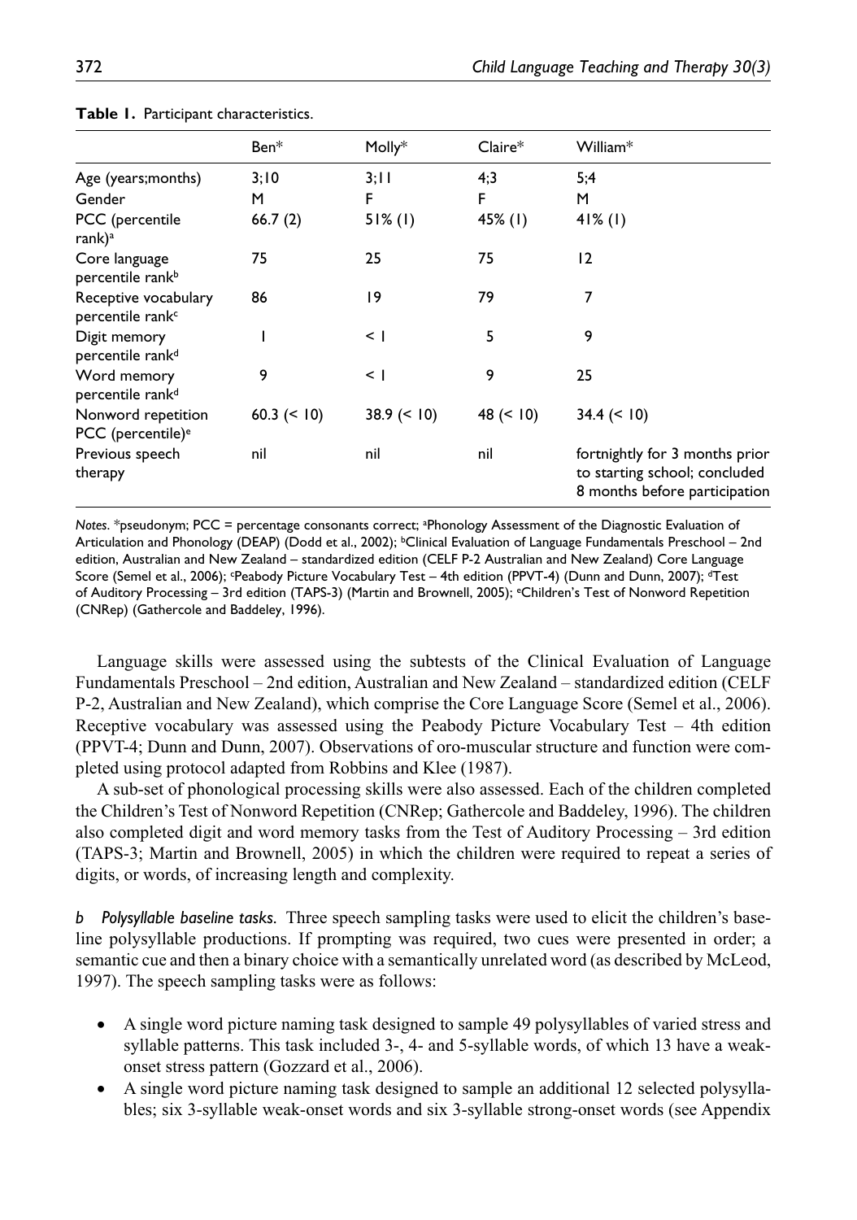**Table 1.** Participant characteristics.

| | Ben* | Molly* | Claire* | William* |
|---|---|---|---|---|
| Age (years;months) | 3;10 | 3;11 | 4;3 | 5;4 |
| Gender | M | F | F | M |
| PCC (percentile rank)[a] | 66.7 (2) | 51% (1) | 45% (1) | 41% (1) |
| Core language percentile rank[b] | 75 | 25 | 75 | 12 |
| Receptive vocabulary percentile rank[c] | 86 | 19 | 79 | 7 |
| Digit memory percentile rank[d] | 1 | < 1 | 5 | 9 |
| Word memory percentile rank[d] | 9 | < 1 | 9 | 25 |
| Nonword repetition PCC (percentile)[e] | 60.3 (< 10) | 38.9 (< 10) | 48 (< 10) | 34.4 (< 10) |
| Previous speech therapy | nil | nil | nil | fortnightly for 3 months prior to starting school; concluded 8 months before participation |

*Notes*. *pseudonym; PCC = percentage consonants correct; [a]Phonology Assessment of the Diagnostic Evaluation of Articulation and Phonology (DEAP) (Dodd et al., 2002); [b]Clinical Evaluation of Language Fundamentals Preschool – 2nd edition, Australian and New Zealand – standardized edition (CELF P-2 Australian and New Zealand) Core Language Score (Semel et al., 2006); [c]Peabody Picture Vocabulary Test – 4th edition (PPVT-4) (Dunn and Dunn, 2007); [d]Test of Auditory Processing – 3rd edition (TAPS-3) (Martin and Brownell, 2005); [e]Children's Test of Nonword Repetition (CNRep) (Gathercole and Baddeley, 1996).

Language skills were assessed using the subtests of the Clinical Evaluation of Language Fundamentals Preschool – 2nd edition, Australian and New Zealand – standardized edition (CELF P-2, Australian and New Zealand), which comprise the Core Language Score (Semel et al., 2006). Receptive vocabulary was assessed using the Peabody Picture Vocabulary Test – 4th edition (PPVT-4; Dunn and Dunn, 2007). Observations of oro-muscular structure and function were completed using protocol adapted from Robbins and Klee (1987).

A sub-set of phonological processing skills were also assessed. Each of the children completed the Children's Test of Nonword Repetition (CNRep; Gathercole and Baddeley, 1996). The children also completed digit and word memory tasks from the Test of Auditory Processing – 3rd edition (TAPS-3; Martin and Brownell, 2005) in which the children were required to repeat a series of digits, or words, of increasing length and complexity.

*b Polysyllable baseline tasks.* Three speech sampling tasks were used to elicit the children's baseline polysyllable productions. If prompting was required, two cues were presented in order; a semantic cue and then a binary choice with a semantically unrelated word (as described by McLeod, 1997). The speech sampling tasks were as follows:

- A single word picture naming task designed to sample 49 polysyllables of varied stress and syllable patterns. This task included 3-, 4- and 5-syllable words, of which 13 have a weak-onset stress pattern (Gozzard et al., 2006).
- A single word picture naming task designed to sample an additional 12 selected polysyllables; six 3-syllable weak-onset words and six 3-syllable strong-onset words (see Appendix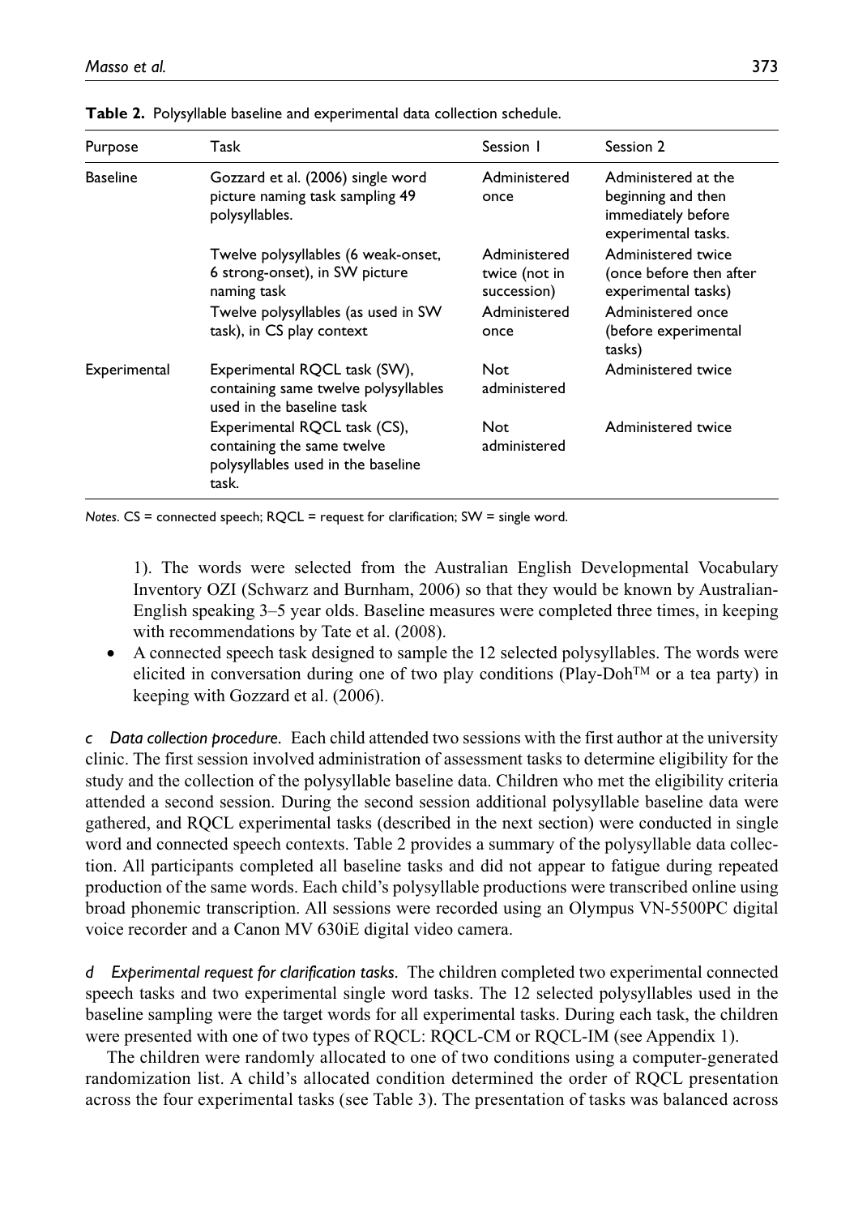**Table 2.** Polysyllable baseline and experimental data collection schedule.

| Purpose | Task | Session 1 | Session 2 |
|---|---|---|---|
| Baseline | Gozzard et al. (2006) single word picture naming task sampling 49 polysyllables. | Administered once | Administered at the beginning and then immediately before experimental tasks. |
| | Twelve polysyllables (6 weak-onset, 6 strong-onset), in SW picture naming task | Administered twice (not in succession) | Administered twice (once before then after experimental tasks) |
| | Twelve polysyllables (as used in SW task), in CS play context | Administered once | Administered once (before experimental tasks) |
| Experimental | Experimental RQCL task (SW), containing same twelve polysyllables used in the baseline task | Not administered | Administered twice |
| | Experimental RQCL task (CS), containing the same twelve polysyllables used in the baseline task. | Not administered | Administered twice |

*Notes.* CS = connected speech; RQCL = request for clarification; SW = single word.

1). The words were selected from the Australian English Developmental Vocabulary Inventory OZI (Schwarz and Burnham, 2006) so that they would be known by Australian-English speaking 3–5 year olds. Baseline measures were completed three times, in keeping with recommendations by Tate et al. (2008).

- A connected speech task designed to sample the 12 selected polysyllables. The words were elicited in conversation during one of two play conditions (Play-Doh™ or a tea party) in keeping with Gozzard et al. (2006).

*c Data collection procedure.* Each child attended two sessions with the first author at the university clinic. The first session involved administration of assessment tasks to determine eligibility for the study and the collection of the polysyllable baseline data. Children who met the eligibility criteria attended a second session. During the second session additional polysyllable baseline data were gathered, and RQCL experimental tasks (described in the next section) were conducted in single word and connected speech contexts. Table 2 provides a summary of the polysyllable data collection. All participants completed all baseline tasks and did not appear to fatigue during repeated production of the same words. Each child's polysyllable productions were transcribed online using broad phonemic transcription. All sessions were recorded using an Olympus VN-5500PC digital voice recorder and a Canon MV 630iE digital video camera.

*d Experimental request for clarification tasks.* The children completed two experimental connected speech tasks and two experimental single word tasks. The 12 selected polysyllables used in the baseline sampling were the target words for all experimental tasks. During each task, the children were presented with one of two types of RQCL: RQCL-CM or RQCL-IM (see Appendix 1).

The children were randomly allocated to one of two conditions using a computer-generated randomization list. A child's allocated condition determined the order of RQCL presentation across the four experimental tasks (see Table 3). The presentation of tasks was balanced across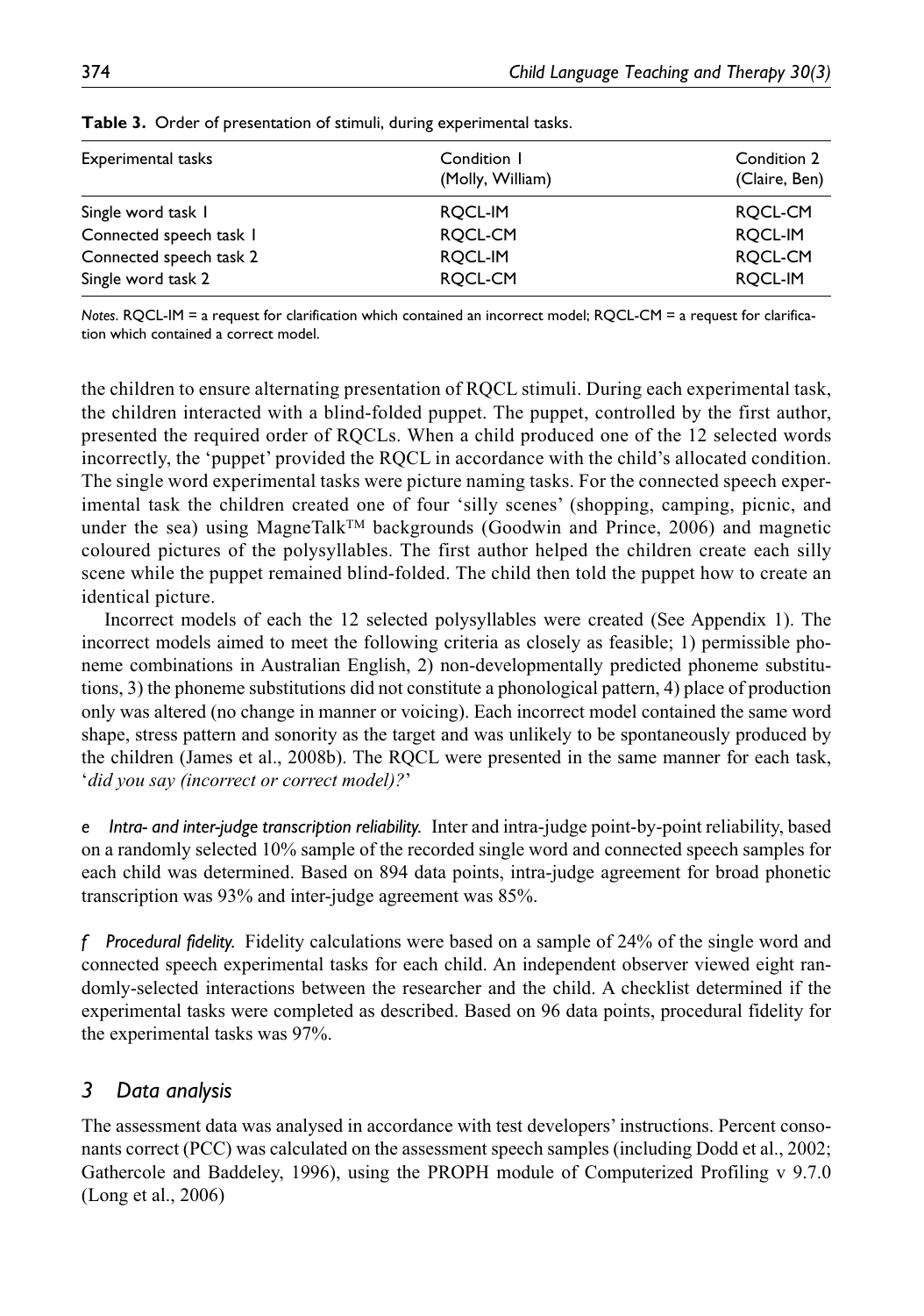**Table 3.** Order of presentation of stimuli, during experimental tasks.

| Experimental tasks | Condition 1 (Molly, William) | Condition 2 (Claire, Ben) |
|---|---|---|
| Single word task 1 | RQCL-IM | RQCL-CM |
| Connected speech task 1 | RQCL-CM | RQCL-IM |
| Connected speech task 2 | RQCL-IM | RQCL-CM |
| Single word task 2 | RQCL-CM | RQCL-IM |

*Notes.* RQCL-IM = a request for clarification which contained an incorrect model; RQCL-CM = a request for clarification which contained a correct model.

the children to ensure alternating presentation of RQCL stimuli. During each experimental task, the children interacted with a blind-folded puppet. The puppet, controlled by the first author, presented the required order of RQCLs. When a child produced one of the 12 selected words incorrectly, the 'puppet' provided the RQCL in accordance with the child's allocated condition. The single word experimental tasks were picture naming tasks. For the connected speech experimental task the children created one of four 'silly scenes' (shopping, camping, picnic, and under the sea) using MagneTalk™ backgrounds (Goodwin and Prince, 2006) and magnetic coloured pictures of the polysyllables. The first author helped the children create each silly scene while the puppet remained blind-folded. The child then told the puppet how to create an identical picture.

Incorrect models of each the 12 selected polysyllables were created (See Appendix 1). The incorrect models aimed to meet the following criteria as closely as feasible; 1) permissible phoneme combinations in Australian English, 2) non-developmentally predicted phoneme substitutions, 3) the phoneme substitutions did not constitute a phonological pattern, 4) place of production only was altered (no change in manner or voicing). Each incorrect model contained the same word shape, stress pattern and sonority as the target and was unlikely to be spontaneously produced by the children (James et al., 2008b). The RQCL were presented in the same manner for each task, '*did you say (incorrect or correct model)?*'

*e Intra- and inter-judge transcription reliability.* Inter and intra-judge point-by-point reliability, based on a randomly selected 10% sample of the recorded single word and connected speech samples for each child was determined. Based on 894 data points, intra-judge agreement for broad phonetic transcription was 93% and inter-judge agreement was 85%.

*f Procedural fidelity.* Fidelity calculations were based on a sample of 24% of the single word and connected speech experimental tasks for each child. An independent observer viewed eight randomly-selected interactions between the researcher and the child. A checklist determined if the experimental tasks were completed as described. Based on 96 data points, procedural fidelity for the experimental tasks was 97%.

## 3 Data analysis

The assessment data was analysed in accordance with test developers' instructions. Percent consonants correct (PCC) was calculated on the assessment speech samples (including Dodd et al., 2002; Gathercole and Baddeley, 1996), using the PROPH module of Computerized Profiling v 9.7.0 (Long et al., 2006)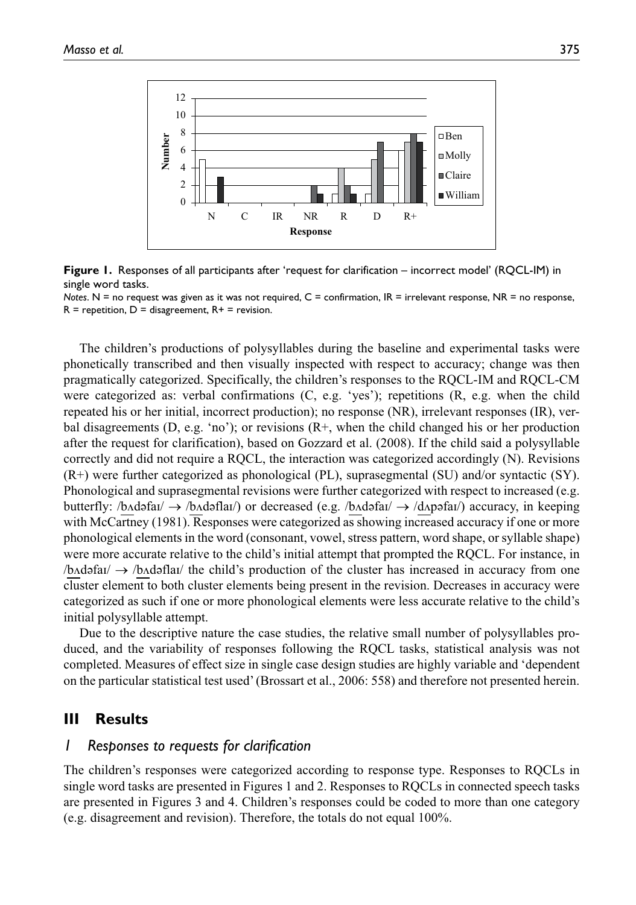**Figure 1.** Responses of all participants after 'request for clarification – incorrect model' (RQCL-IM) in single word tasks.

*Notes*. N = no request was given as it was not required, C = confirmation, IR = irrelevant response, NR = no response, R = repetition, D = disagreement, R+ = revision.

The children's productions of polysyllables during the baseline and experimental tasks were phonetically transcribed and then visually inspected with respect to accuracy; change was then pragmatically categorized. Specifically, the children's responses to the RQCL-IM and RQCL-CM were categorized as: verbal confirmations (C, e.g. 'yes'); repetitions (R, e.g. when the child repeated his or her initial, incorrect production); no response (NR), irrelevant responses (IR), verbal disagreements (D, e.g. 'no'); or revisions (R+, when the child changed his or her production after the request for clarification), based on Gozzard et al. (2008). If the child said a polysyllable correctly and did not require a RQCL, the interaction was categorized accordingly (N). Revisions (R+) were further categorized as phonological (PL), suprasegmental (SU) and/or syntactic (SY). Phonological and suprasegmental revisions were further categorized with respect to increased (e.g. butterfly: /bʌdəfaɪ/ → /bʌdəflaɪ/) or decreased (e.g. /bʌdəfaɪ/ → /dʌpəfaɪ/) accuracy, in keeping with McCartney (1981). Responses were categorized as showing increased accuracy if one or more phonological elements in the word (consonant, vowel, stress pattern, word shape, or syllable shape) were more accurate relative to the child's initial attempt that prompted the RQCL. For instance, in /bʌdəfaɪ/ → /bʌdəflaɪ/ the child's production of the cluster has increased in accuracy from one cluster element to both cluster elements being present in the revision. Decreases in accuracy were categorized as such if one or more phonological elements were less accurate relative to the child's initial polysyllable attempt.

Due to the descriptive nature the case studies, the relative small number of polysyllables produced, and the variability of responses following the RQCL tasks, statistical analysis was not completed. Measures of effect size in single case design studies are highly variable and 'dependent on the particular statistical test used' (Brossart et al., 2006: 558) and therefore not presented herein.

## III Results

### 1 Responses to requests for clarification

The children's responses were categorized according to response type. Responses to RQCLs in single word tasks are presented in Figures 1 and 2. Responses to RQCLs in connected speech tasks are presented in Figures 3 and 4. Children's responses could be coded to more than one category (e.g. disagreement and revision). Therefore, the totals do not equal 100%.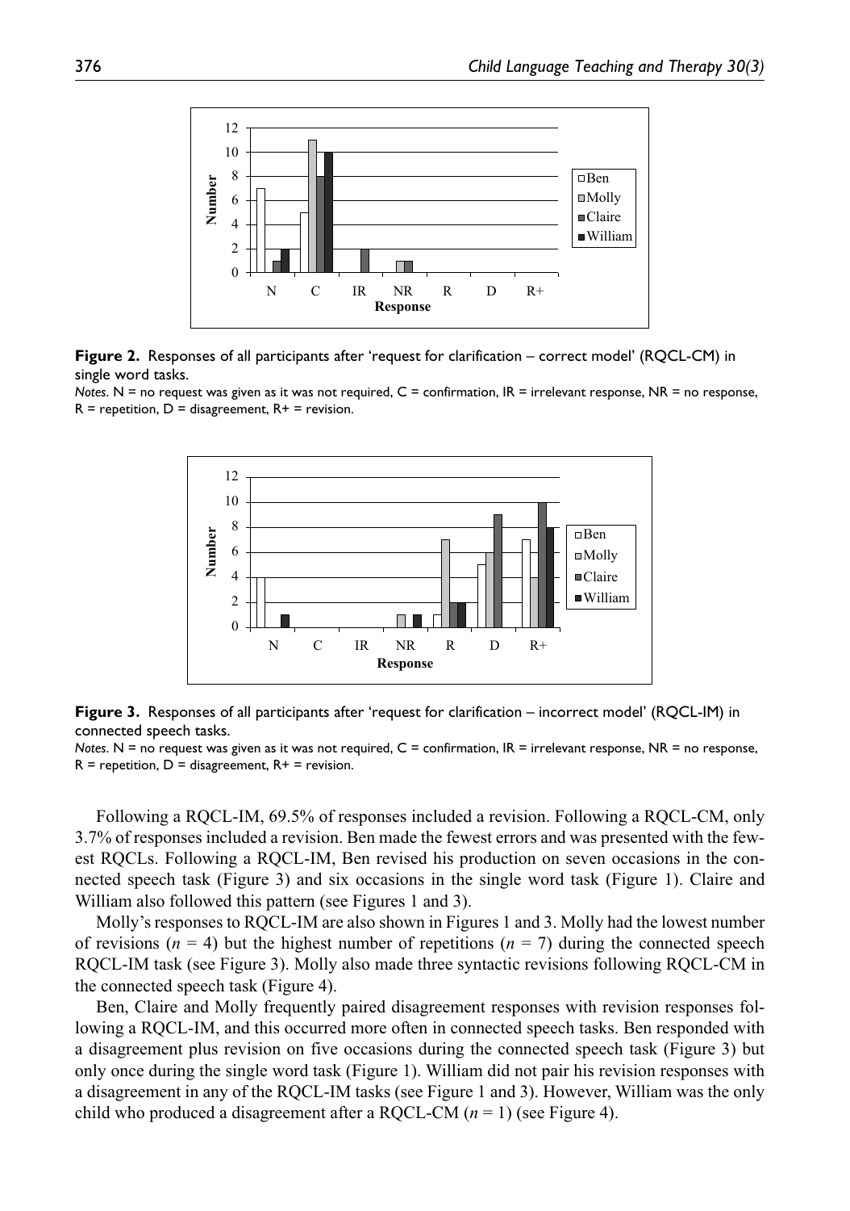**Figure 2.** Responses of all participants after 'request for clarification – correct model' (RQCL-CM) in single word tasks.

*Notes*. N = no request was given as it was not required, C = confirmation, IR = irrelevant response, NR = no response, R = repetition, D = disagreement, R+ = revision.

**Figure 3.** Responses of all participants after 'request for clarification – incorrect model' (RQCL-IM) in connected speech tasks.

*Notes*. N = no request was given as it was not required, C = confirmation, IR = irrelevant response, NR = no response, R = repetition, D = disagreement, R+ = revision.

Following a RQCL-IM, 69.5% of responses included a revision. Following a RQCL-CM, only 3.7% of responses included a revision. Ben made the fewest errors and was presented with the fewest RQCLs. Following a RQCL-IM, Ben revised his production on seven occasions in the connected speech task (Figure 3) and six occasions in the single word task (Figure 1). Claire and William also followed this pattern (see Figures 1 and 3).

Molly's responses to RQCL-IM are also shown in Figures 1 and 3. Molly had the lowest number of revisions ($n = 4$) but the highest number of repetitions ($n = 7$) during the connected speech RQCL-IM task (see Figure 3). Molly also made three syntactic revisions following RQCL-CM in the connected speech task (Figure 4).

Ben, Claire and Molly frequently paired disagreement responses with revision responses following a RQCL-IM, and this occurred more often in connected speech tasks. Ben responded with a disagreement plus revision on five occasions during the connected speech task (Figure 3) but only once during the single word task (Figure 1). William did not pair his revision responses with a disagreement in any of the RQCL-IM tasks (see Figure 1 and 3). However, William was the only child who produced a disagreement after a RQCL-CM ($n = 1$) (see Figure 4).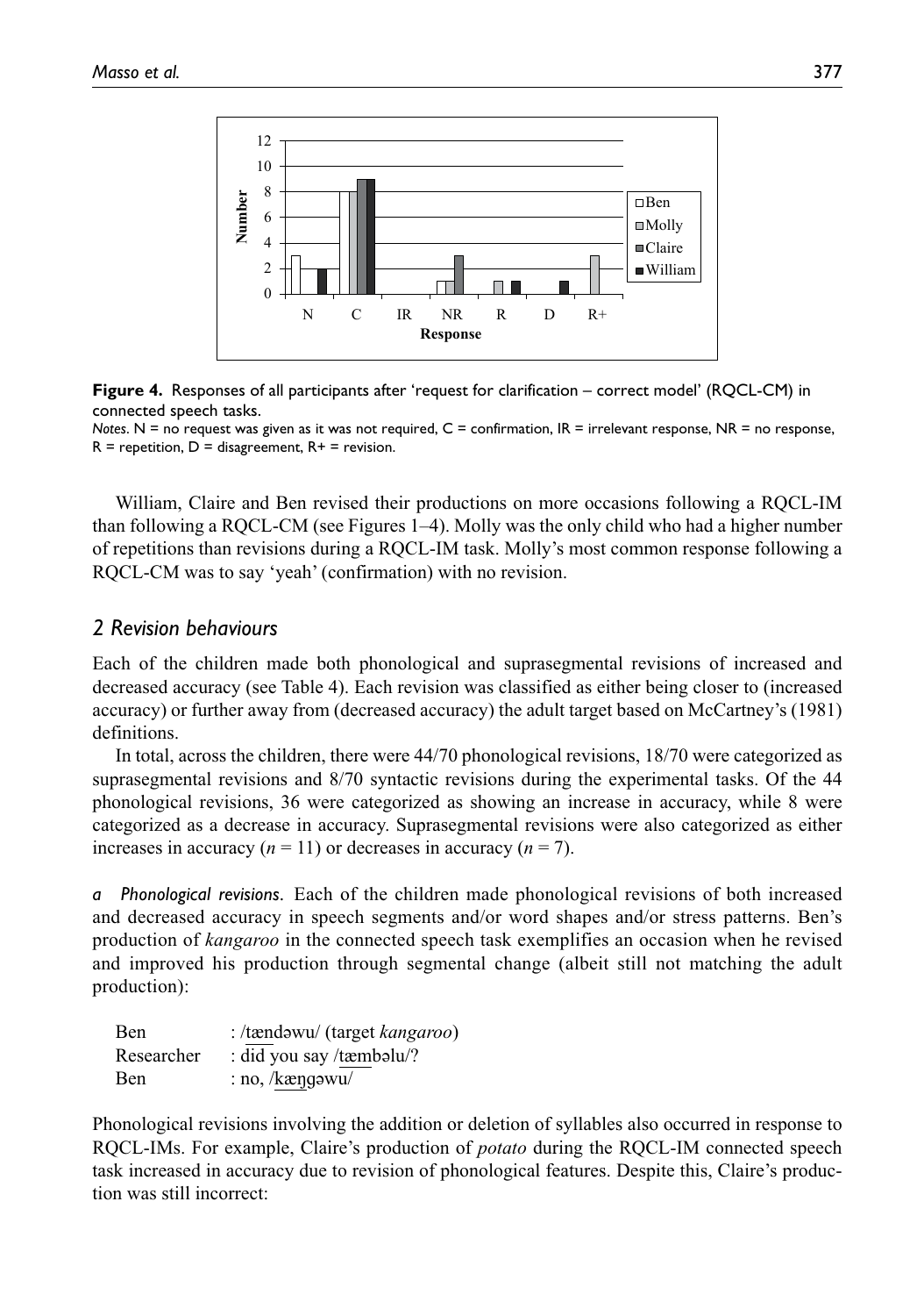**Figure 4.** Responses of all participants after 'request for clarification – correct model' (RQCL-CM) in connected speech tasks.

*Notes*. N = no request was given as it was not required, C = confirmation, IR = irrelevant response, NR = no response, R = repetition, D = disagreement, R+ = revision.

William, Claire and Ben revised their productions on more occasions following a RQCL-IM than following a RQCL-CM (see Figures 1–4). Molly was the only child who had a higher number of repetitions than revisions during a RQCL-IM task. Molly's most common response following a RQCL-CM was to say 'yeah' (confirmation) with no revision.

## *2 Revision behaviours*

Each of the children made both phonological and suprasegmental revisions of increased and decreased accuracy (see Table 4). Each revision was classified as either being closer to (increased accuracy) or further away from (decreased accuracy) the adult target based on McCartney's (1981) definitions.

In total, across the children, there were 44/70 phonological revisions, 18/70 were categorized as suprasegmental revisions and 8/70 syntactic revisions during the experimental tasks. Of the 44 phonological revisions, 36 were categorized as showing an increase in accuracy, while 8 were categorized as a decrease in accuracy. Suprasegmental revisions were also categorized as either increases in accuracy ($n = 11$) or decreases in accuracy ($n = 7$).

*a Phonological revisions*. Each of the children made phonological revisions of both increased and decreased accuracy in speech segments and/or word shapes and/or stress patterns. Ben's production of *kangaroo* in the connected speech task exemplifies an occasion when he revised and improved his production through segmental change (albeit still not matching the adult production):

| | |
|---|---|
| Ben | : /tændəwu/ (target *kangaroo*) |
| Researcher | : did you say /tæmbəlu/? |
| Ben | : no, /kæŋgəwu/ |

Phonological revisions involving the addition or deletion of syllables also occurred in response to RQCL-IMs. For example, Claire's production of *potato* during the RQCL-IM connected speech task increased in accuracy due to revision of phonological features. Despite this, Claire's production was still incorrect: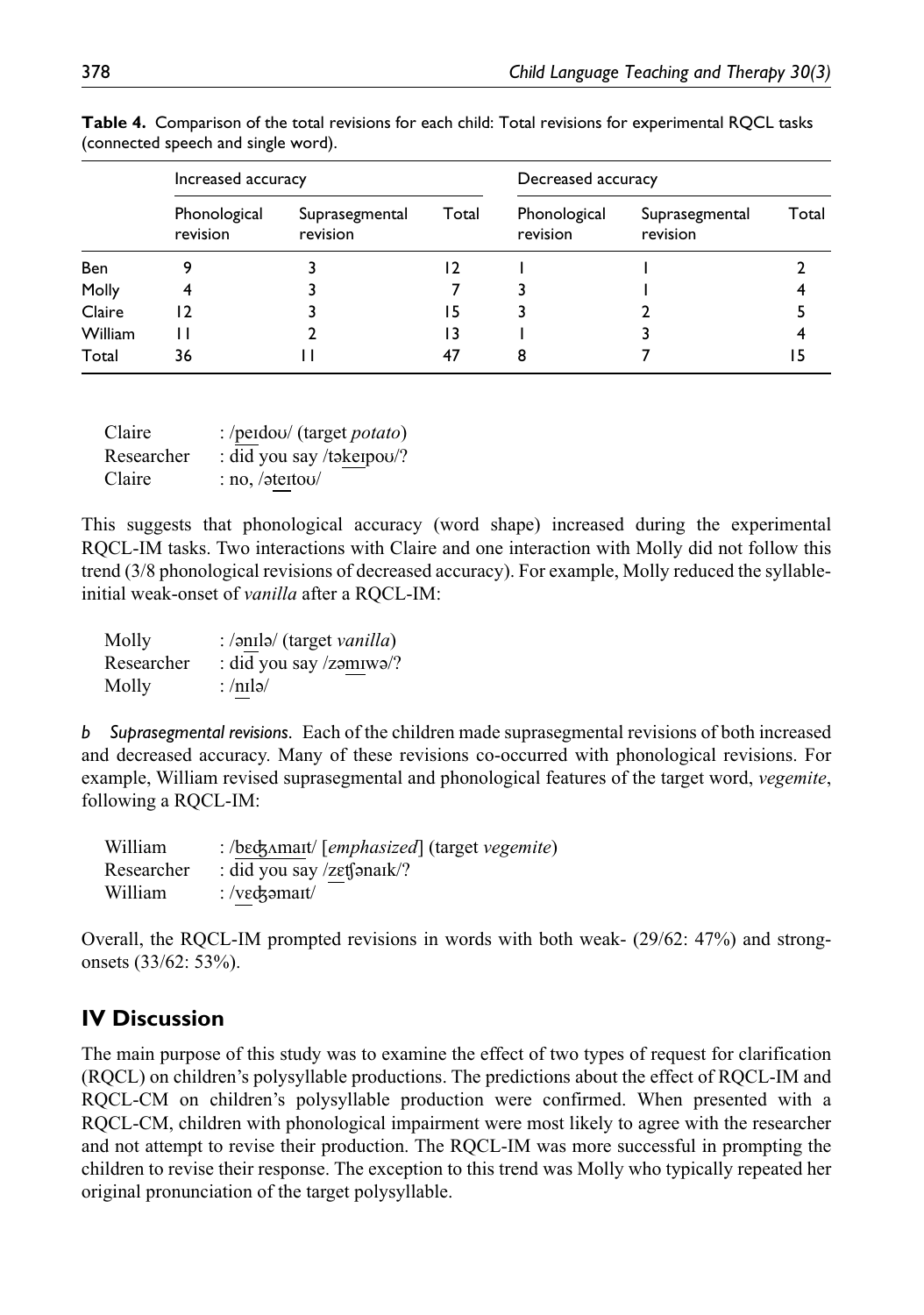**Table 4.** Comparison of the total revisions for each child: Total revisions for experimental RQCL tasks (connected speech and single word).

| | Increased accuracy | | | Decreased accuracy | | |
|---|---|---|---|---|---|---|
| | Phonological revision | Suprasegmental revision | Total | Phonological revision | Suprasegmental revision | Total |
| Ben | 9 | 3 | 12 | 1 | 1 | 2 |
| Molly | 4 | 3 | 7 | 3 | 1 | 4 |
| Claire | 12 | 3 | 15 | 3 | 2 | 5 |
| William | 11 | 2 | 13 | 1 | 3 | 4 |
| Total | 36 | 11 | 47 | 8 | 7 | 15 |

Claire : /peɪdoʊ/ (target *potato*)
Researcher : did you say /təkeɪpoʊ/?
Claire : no, /əteɪtoʊ/

This suggests that phonological accuracy (word shape) increased during the experimental RQCL-IM tasks. Two interactions with Claire and one interaction with Molly did not follow this trend (3/8 phonological revisions of decreased accuracy). For example, Molly reduced the syllable-initial weak-onset of *vanilla* after a RQCL-IM:

Molly : /ənɪlə/ (target *vanilla*)
Researcher : did you say /zəmɪwə/?
Molly : /nɪlə/

*b Suprasegmental revisions.* Each of the children made suprasegmental revisions of both increased and decreased accuracy. Many of these revisions co-occurred with phonological revisions. For example, William revised suprasegmental and phonological features of the target word, *vegemite*, following a RQCL-IM:

William : /bɛʤʌmaɪt/ [*emphasized*] (target *vegemite*)
Researcher : did you say /zɛʧənaɪk/?
William : /vɛʤəmaɪt/

Overall, the RQCL-IM prompted revisions in words with both weak- (29/62: 47%) and strong-onsets (33/62: 53%).

## IV Discussion

The main purpose of this study was to examine the effect of two types of request for clarification (RQCL) on children's polysyllable productions. The predictions about the effect of RQCL-IM and RQCL-CM on children's polysyllable production were confirmed. When presented with a RQCL-CM, children with phonological impairment were most likely to agree with the researcher and not attempt to revise their production. The RQCL-IM was more successful in prompting the children to revise their response. The exception to this trend was Molly who typically repeated her original pronunciation of the target polysyllable.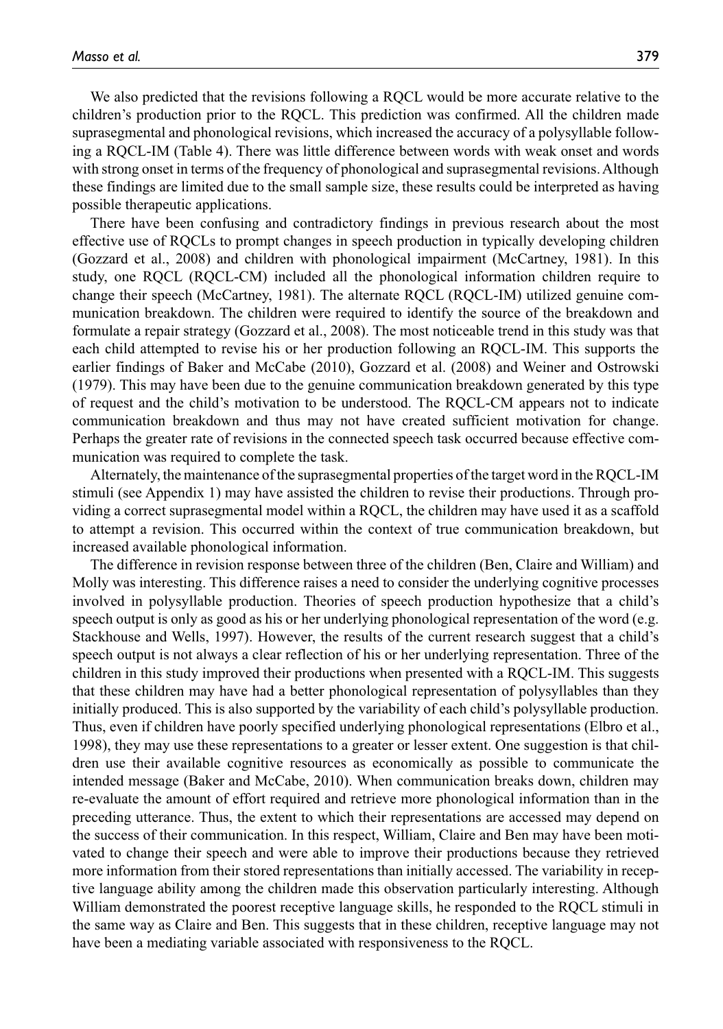We also predicted that the revisions following a RQCL would be more accurate relative to the children's production prior to the RQCL. This prediction was confirmed. All the children made suprasegmental and phonological revisions, which increased the accuracy of a polysyllable following a RQCL-IM (Table 4). There was little difference between words with weak onset and words with strong onset in terms of the frequency of phonological and suprasegmental revisions. Although these findings are limited due to the small sample size, these results could be interpreted as having possible therapeutic applications.

There have been confusing and contradictory findings in previous research about the most effective use of RQCLs to prompt changes in speech production in typically developing children (Gozzard et al., 2008) and children with phonological impairment (McCartney, 1981). In this study, one RQCL (RQCL-CM) included all the phonological information children require to change their speech (McCartney, 1981). The alternate RQCL (RQCL-IM) utilized genuine communication breakdown. The children were required to identify the source of the breakdown and formulate a repair strategy (Gozzard et al., 2008). The most noticeable trend in this study was that each child attempted to revise his or her production following an RQCL-IM. This supports the earlier findings of Baker and McCabe (2010), Gozzard et al. (2008) and Weiner and Ostrowski (1979). This may have been due to the genuine communication breakdown generated by this type of request and the child's motivation to be understood. The RQCL-CM appears not to indicate communication breakdown and thus may not have created sufficient motivation for change. Perhaps the greater rate of revisions in the connected speech task occurred because effective communication was required to complete the task.

Alternately, the maintenance of the suprasegmental properties of the target word in the RQCL-IM stimuli (see Appendix 1) may have assisted the children to revise their productions. Through providing a correct suprasegmental model within a RQCL, the children may have used it as a scaffold to attempt a revision. This occurred within the context of true communication breakdown, but increased available phonological information.

The difference in revision response between three of the children (Ben, Claire and William) and Molly was interesting. This difference raises a need to consider the underlying cognitive processes involved in polysyllable production. Theories of speech production hypothesize that a child's speech output is only as good as his or her underlying phonological representation of the word (e.g. Stackhouse and Wells, 1997). However, the results of the current research suggest that a child's speech output is not always a clear reflection of his or her underlying representation. Three of the children in this study improved their productions when presented with a RQCL-IM. This suggests that these children may have had a better phonological representation of polysyllables than they initially produced. This is also supported by the variability of each child's polysyllable production. Thus, even if children have poorly specified underlying phonological representations (Elbro et al., 1998), they may use these representations to a greater or lesser extent. One suggestion is that children use their available cognitive resources as economically as possible to communicate the intended message (Baker and McCabe, 2010). When communication breaks down, children may re-evaluate the amount of effort required and retrieve more phonological information than in the preceding utterance. Thus, the extent to which their representations are accessed may depend on the success of their communication. In this respect, William, Claire and Ben may have been motivated to change their speech and were able to improve their productions because they retrieved more information from their stored representations than initially accessed. The variability in receptive language ability among the children made this observation particularly interesting. Although William demonstrated the poorest receptive language skills, he responded to the RQCL stimuli in the same way as Claire and Ben. This suggests that in these children, receptive language may not have been a mediating variable associated with responsiveness to the RQCL.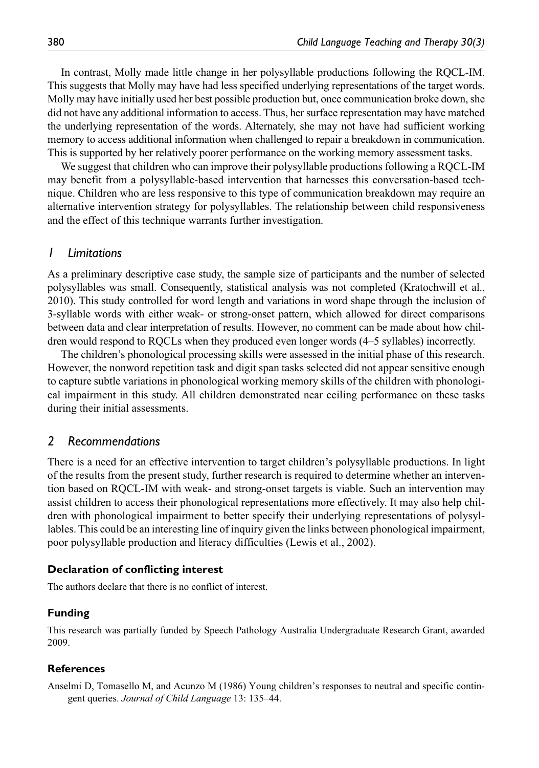In contrast, Molly made little change in her polysyllable productions following the RQCL-IM. This suggests that Molly may have had less specified underlying representations of the target words. Molly may have initially used her best possible production but, once communication broke down, she did not have any additional information to access. Thus, her surface representation may have matched the underlying representation of the words. Alternately, she may not have had sufficient working memory to access additional information when challenged to repair a breakdown in communication. This is supported by her relatively poorer performance on the working memory assessment tasks.

We suggest that children who can improve their polysyllable productions following a RQCL-IM may benefit from a polysyllable-based intervention that harnesses this conversation-based technique. Children who are less responsive to this type of communication breakdown may require an alternative intervention strategy for polysyllables. The relationship between child responsiveness and the effect of this technique warrants further investigation.

## 1 Limitations

As a preliminary descriptive case study, the sample size of participants and the number of selected polysyllables was small. Consequently, statistical analysis was not completed (Kratochwill et al., 2010). This study controlled for word length and variations in word shape through the inclusion of 3-syllable words with either weak- or strong-onset pattern, which allowed for direct comparisons between data and clear interpretation of results. However, no comment can be made about how children would respond to RQCLs when they produced even longer words (4–5 syllables) incorrectly.

The children's phonological processing skills were assessed in the initial phase of this research. However, the nonword repetition task and digit span tasks selected did not appear sensitive enough to capture subtle variations in phonological working memory skills of the children with phonological impairment in this study. All children demonstrated near ceiling performance on these tasks during their initial assessments.

## 2 Recommendations

There is a need for an effective intervention to target children's polysyllable productions. In light of the results from the present study, further research is required to determine whether an intervention based on RQCL-IM with weak- and strong-onset targets is viable. Such an intervention may assist children to access their phonological representations more effectively. It may also help children with phonological impairment to better specify their underlying representations of polysyllables. This could be an interesting line of inquiry given the links between phonological impairment, poor polysyllable production and literacy difficulties (Lewis et al., 2002).

### Declaration of conflicting interest

The authors declare that there is no conflict of interest.

### Funding

This research was partially funded by Speech Pathology Australia Undergraduate Research Grant, awarded 2009.

### References

Anselmi D, Tomasello M, and Acunzo M (1986) Young children's responses to neutral and specific contingent queries. *Journal of Child Language* 13: 135–44.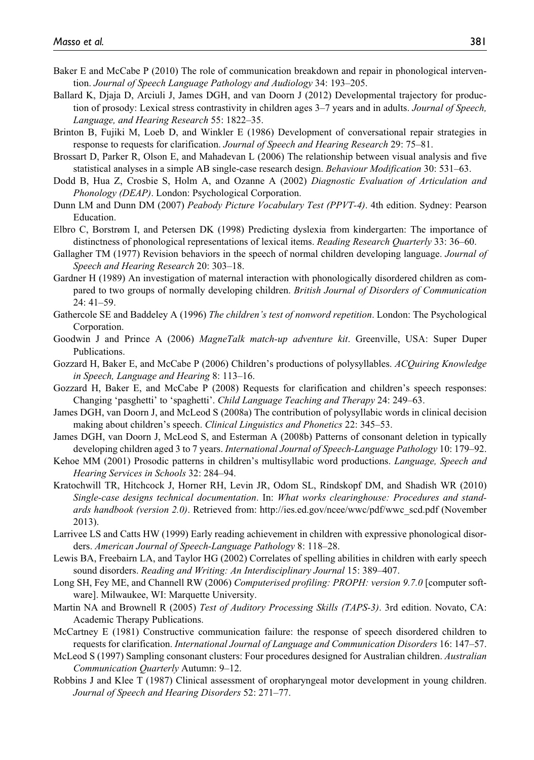Baker E and McCabe P (2010) The role of communication breakdown and repair in phonological intervention. *Journal of Speech Language Pathology and Audiology* 34: 193–205.

Ballard K, Djaja D, Arciuli J, James DGH, and van Doorn J (2012) Developmental trajectory for production of prosody: Lexical stress contrastivity in children ages 3–7 years and in adults. *Journal of Speech, Language, and Hearing Research* 55: 1822–35.

Brinton B, Fujiki M, Loeb D, and Winkler E (1986) Development of conversational repair strategies in response to requests for clarification. *Journal of Speech and Hearing Research* 29: 75–81.

Brossart D, Parker R, Olson E, and Mahadevan L (2006) The relationship between visual analysis and five statistical analyses in a simple AB single-case research design. *Behaviour Modification* 30: 531–63.

Dodd B, Hua Z, Crosbie S, Holm A, and Ozanne A (2002) *Diagnostic Evaluation of Articulation and Phonology (DEAP)*. London: Psychological Corporation.

Dunn LM and Dunn DM (2007) *Peabody Picture Vocabulary Test (PPVT-4)*. 4th edition. Sydney: Pearson Education.

Elbro C, Borstrøm I, and Petersen DK (1998) Predicting dyslexia from kindergarten: The importance of distinctness of phonological representations of lexical items. *Reading Research Quarterly* 33: 36–60.

Gallagher TM (1977) Revision behaviors in the speech of normal children developing language. *Journal of Speech and Hearing Research* 20: 303–18.

Gardner H (1989) An investigation of maternal interaction with phonologically disordered children as compared to two groups of normally developing children. *British Journal of Disorders of Communication* 24: 41–59.

Gathercole SE and Baddeley A (1996) *The children's test of nonword repetition*. London: The Psychological Corporation.

Goodwin J and Prince A (2006) *MagneTalk match-up adventure kit*. Greenville, USA: Super Duper Publications.

Gozzard H, Baker E, and McCabe P (2006) Children's productions of polysyllables. *ACQuiring Knowledge in Speech, Language and Hearing* 8: 113–16.

Gozzard H, Baker E, and McCabe P (2008) Requests for clarification and children's speech responses: Changing 'pasghetti' to 'spaghetti'. *Child Language Teaching and Therapy* 24: 249–63.

James DGH, van Doorn J, and McLeod S (2008a) The contribution of polysyllabic words in clinical decision making about children's speech. *Clinical Linguistics and Phonetics* 22: 345–53.

James DGH, van Doorn J, McLeod S, and Esterman A (2008b) Patterns of consonant deletion in typically developing children aged 3 to 7 years. *International Journal of Speech-Language Pathology* 10: 179–92.

Kehoe MM (2001) Prosodic patterns in children's multisyllabic word productions. *Language, Speech and Hearing Services in Schools* 32: 284–94.

Kratochwill TR, Hitchcock J, Horner RH, Levin JR, Odom SL, Rindskopf DM, and Shadish WR (2010) *Single-case designs technical documentation*. In: *What works clearinghouse: Procedures and standards handbook (version 2.0)*. Retrieved from: http://ies.ed.gov/ncee/wwc/pdf/wwc_scd.pdf (November 2013).

Larrivee LS and Catts HW (1999) Early reading achievement in children with expressive phonological disorders. *American Journal of Speech-Language Pathology* 8: 118–28.

Lewis BA, Freebairn LA, and Taylor HG (2002) Correlates of spelling abilities in children with early speech sound disorders. *Reading and Writing: An Interdisciplinary Journal* 15: 389–407.

Long SH, Fey ME, and Channell RW (2006) *Computerised profiling: PROPH: version 9.7.0* [computer software]. Milwaukee, WI: Marquette University.

Martin NA and Brownell R (2005) *Test of Auditory Processing Skills (TAPS-3)*. 3rd edition. Novato, CA: Academic Therapy Publications.

McCartney E (1981) Constructive communication failure: the response of speech disordered children to requests for clarification. *International Journal of Language and Communication Disorders* 16: 147–57.

McLeod S (1997) Sampling consonant clusters: Four procedures designed for Australian children. *Australian Communication Quarterly* Autumn: 9–12.

Robbins J and Klee T (1987) Clinical assessment of oropharyngeal motor development in young children. *Journal of Speech and Hearing Disorders* 52: 271–77.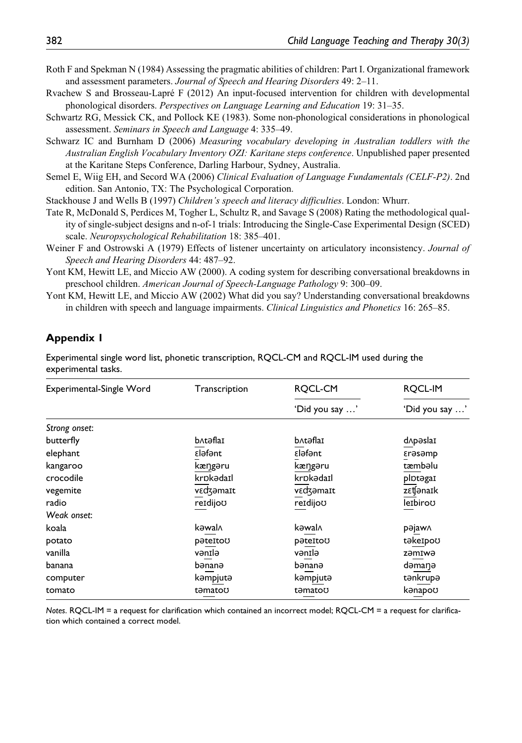Roth F and Spekman N (1984) Assessing the pragmatic abilities of children: Part I. Organizational framework and assessment parameters. *Journal of Speech and Hearing Disorders* 49: 2–11.

Rvachew S and Brosseau-Lapré F (2012) An input-focused intervention for children with developmental phonological disorders. *Perspectives on Language Learning and Education* 19: 31–35.

Schwartz RG, Messick CK, and Pollock KE (1983). Some non-phonological considerations in phonological assessment. *Seminars in Speech and Language* 4: 335–49.

Schwarz IC and Burnham D (2006) *Measuring vocabulary developing in Australian toddlers with the Australian English Vocabulary Inventory OZI: Karitane steps conference*. Unpublished paper presented at the Karitane Steps Conference, Darling Harbour, Sydney, Australia.

Semel E, Wiig EH, and Secord WA (2006) *Clinical Evaluation of Language Fundamentals (CELF-P2)*. 2nd edition. San Antonio, TX: The Psychological Corporation.

Stackhouse J and Wells B (1997) *Children's speech and literacy difficulties*. London: Whurr.

Tate R, McDonald S, Perdices M, Togher L, Schultz R, and Savage S (2008) Rating the methodological quality of single-subject designs and n-of-1 trials: Introducing the Single-Case Experimental Design (SCED) scale. *Neuropsychological Rehabilitation* 18: 385–401.

Weiner F and Ostrowski A (1979) Effects of listener uncertainty on articulatory inconsistency. *Journal of Speech and Hearing Disorders* 44: 487–92.

Yont KM, Hewitt LE, and Miccio AW (2000). A coding system for describing conversational breakdowns in preschool children. *American Journal of Speech-Language Pathology* 9: 300–09.

Yont KM, Hewitt LE, and Miccio AW (2002) What did you say? Understanding conversational breakdowns in children with speech and language impairments. *Clinical Linguistics and Phonetics* 16: 265–85.

## Appendix 1

Experimental single word list, phonetic transcription, RQCL-CM and RQCL-IM used during the experimental tasks.

| Experimental-Single Word | Transcription | RQCL-CM | RQCL-IM |
|---|---|---|---|
| | | 'Did you say …' | 'Did you say …' |
| *Strong onset*: | | | |
| butterfly | bʌtəflaɪ | bʌtəflaɪ | dʌpəslaɪ |
| elephant | ɛləfənt | ɛləfənt | ɛrəsəmp |
| kangaroo | kæŋgəru | kæŋgəru | tæmbəlu |
| crocodile | krɒkədaɪl | krɒkədaɪl | plɒtəgaɪ |
| vegemite | vɛʤəmaɪt | vɛʤəmaɪt | zɛʧənaɪk |
| radio | reɪdijoʊ | reɪdijoʊ | leɪbiroʊ |
| *Weak onset*: | | | |
| koala | kəwalʌ | kəwalʌ | pəjawʌ |
| potato | pəteɪtoʊ | pəteɪtoʊ | təkeɪpoʊ |
| vanilla | vənɪlə | vənɪlə | zəmɪwə |
| banana | bənanə | bənanə | dəmaŋə |
| computer | kəmpjutə | kəmpjutə | tənkrupə |
| tomato | təmatoʊ | təmatoʊ | kənapoʊ |

*Notes*. RQCL-IM = a request for clarification which contained an incorrect model; RQCL-CM = a request for clarification which contained a correct model.